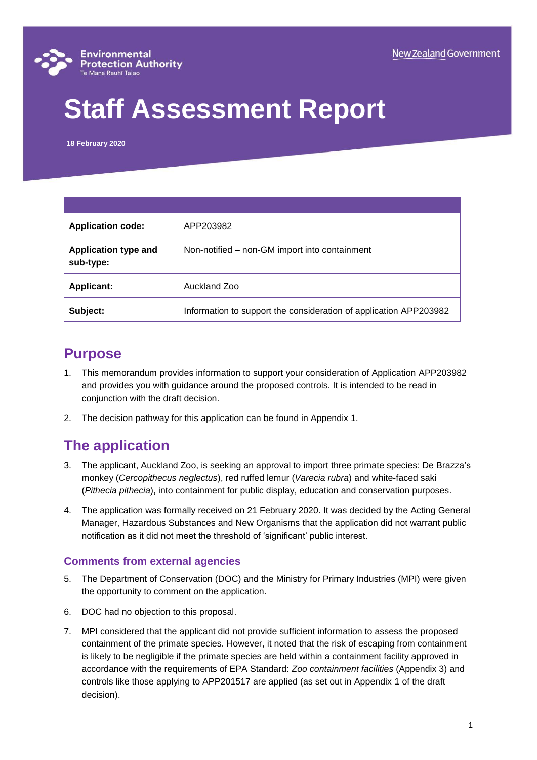Environmental Protection Authority
Te Mana Rauhī Taiao

New Zealand Government

# Staff Assessment Report

**18 February 2020**

| | |
|---|---|
| **Application code:** | APP203982 |
| **Application type and sub-type:** | Non-notified – non-GM import into containment |
| **Applicant:** | Auckland Zoo |
| **Subject:** | Information to support the consideration of application APP203982 |

## Purpose

1. This memorandum provides information to support your consideration of Application APP203982 and provides you with guidance around the proposed controls. It is intended to be read in conjunction with the draft decision.

2. The decision pathway for this application can be found in Appendix 1.

## The application

3. The applicant, Auckland Zoo, is seeking an approval to import three primate species: De Brazza's monkey (*Cercopithecus neglectus*), red ruffed lemur (*Varecia rubra*) and white-faced saki (*Pithecia pithecia*), into containment for public display, education and conservation purposes.

4. The application was formally received on 21 February 2020. It was decided by the Acting General Manager, Hazardous Substances and New Organisms that the application did not warrant public notification as it did not meet the threshold of 'significant' public interest.

### Comments from external agencies

5. The Department of Conservation (DOC) and the Ministry for Primary Industries (MPI) were given the opportunity to comment on the application.

6. DOC had no objection to this proposal.

7. MPI considered that the applicant did not provide sufficient information to assess the proposed containment of the primate species. However, it noted that the risk of escaping from containment is likely to be negligible if the primate species are held within a containment facility approved in accordance with the requirements of EPA Standard: *Zoo containment facilities* (Appendix 3) and controls like those applying to APP201517 are applied (as set out in Appendix 1 of the draft decision).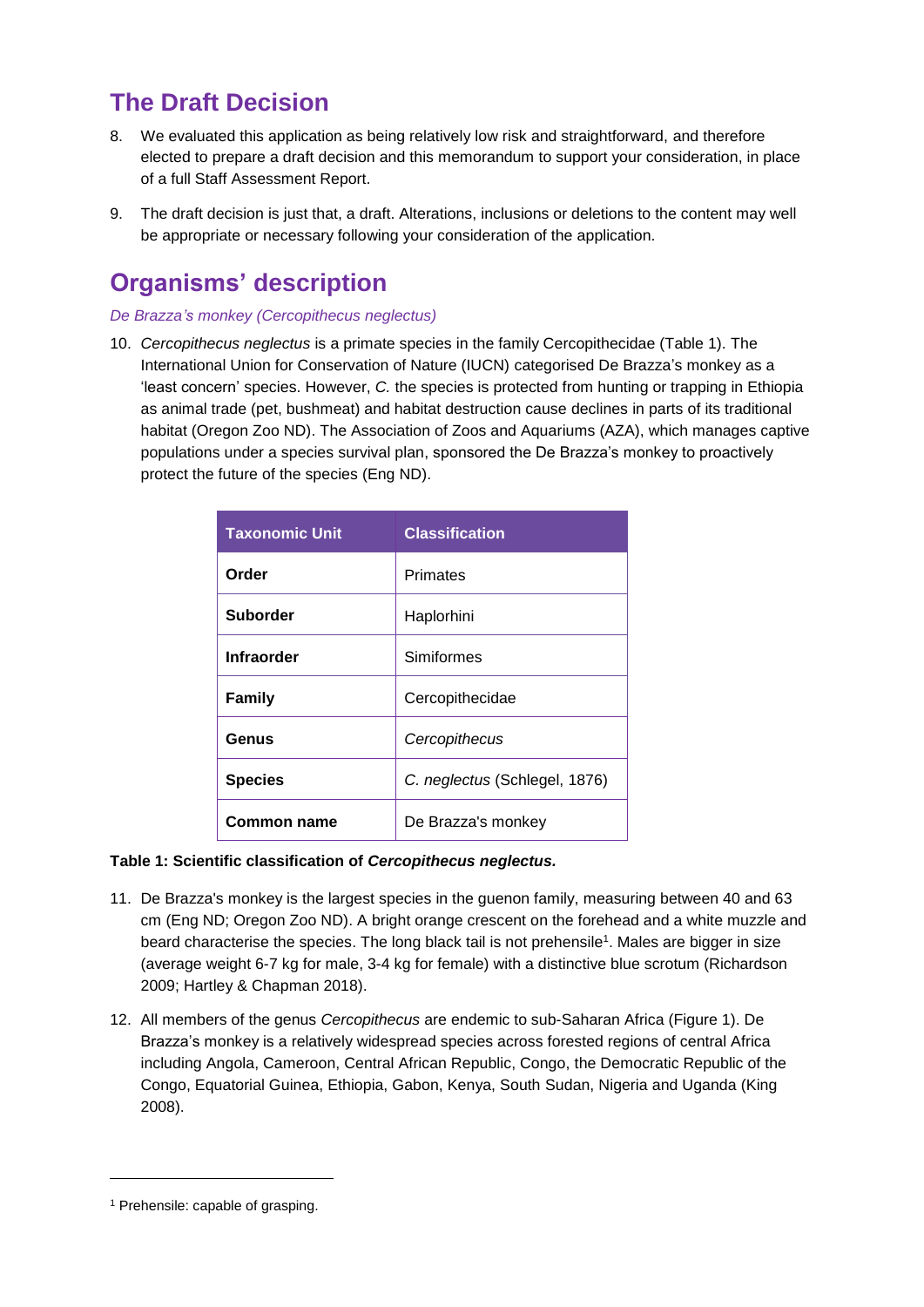## The Draft Decision

8. We evaluated this application as being relatively low risk and straightforward, and therefore elected to prepare a draft decision and this memorandum to support your consideration, in place of a full Staff Assessment Report.

9. The draft decision is just that, a draft. Alterations, inclusions or deletions to the content may well be appropriate or necessary following your consideration of the application.

## Organisms' description

### *De Brazza's monkey (Cercopithecus neglectus)*

10. *Cercopithecus neglectus* is a primate species in the family Cercopithecidae (Table 1). The International Union for Conservation of Nature (IUCN) categorised De Brazza's monkey as a 'least concern' species. However, *C.* the species is protected from hunting or trapping in Ethiopia as animal trade (pet, bushmeat) and habitat destruction cause declines in parts of its traditional habitat (Oregon Zoo ND). The Association of Zoos and Aquariums (AZA), which manages captive populations under a species survival plan, sponsored the De Brazza's monkey to proactively protect the future of the species (Eng ND).

| Taxonomic Unit | Classification |
|---|---|
| **Order** | Primates |
| **Suborder** | Haplorhini |
| **Infraorder** | Simiformes |
| **Family** | Cercopithecidae |
| **Genus** | *Cercopithecus* |
| **Species** | *C. neglectus* (Schlegel, 1876) |
| **Common name** | De Brazza's monkey |

**Table 1: Scientific classification of *Cercopithecus neglectus.***

11. De Brazza's monkey is the largest species in the guenon family, measuring between 40 and 63 cm (Eng ND; Oregon Zoo ND). A bright orange crescent on the forehead and a white muzzle and beard characterise the species. The long black tail is not prehensile[1]. Males are bigger in size (average weight 6-7 kg for male, 3-4 kg for female) with a distinctive blue scrotum (Richardson 2009; Hartley & Chapman 2018).

12. All members of the genus *Cercopithecus* are endemic to sub-Saharan Africa (Figure 1). De Brazza's monkey is a relatively widespread species across forested regions of central Africa including Angola, Cameroon, Central African Republic, Congo, the Democratic Republic of the Congo, Equatorial Guinea, Ethiopia, Gabon, Kenya, South Sudan, Nigeria and Uganda (King 2008).

---

[1] Prehensile: capable of grasping.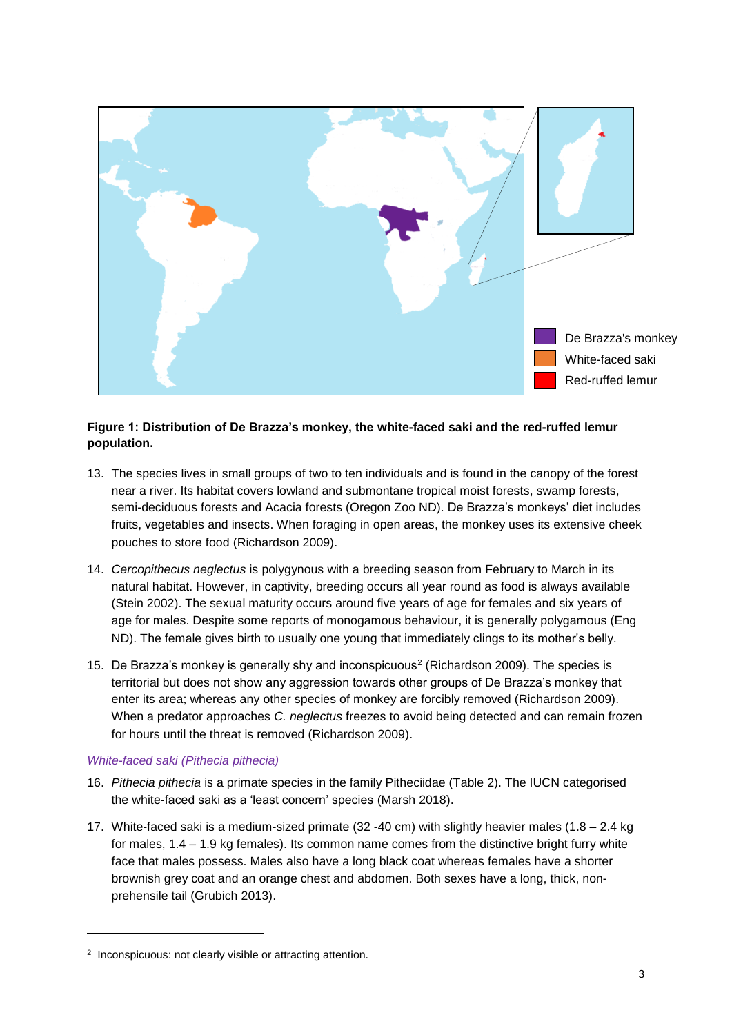De Brazza's monkey
White-faced saki
Red-ruffed lemur

**Figure 1: Distribution of De Brazza's monkey, the white-faced saki and the red-ruffed lemur population.**

13. The species lives in small groups of two to ten individuals and is found in the canopy of the forest near a river. Its habitat covers lowland and submontane tropical moist forests, swamp forests, semi-deciduous forests and Acacia forests (Oregon Zoo ND). De Brazza's monkeys' diet includes fruits, vegetables and insects. When foraging in open areas, the monkey uses its extensive cheek pouches to store food (Richardson 2009).

14. *Cercopithecus neglectus* is polygynous with a breeding season from February to March in its natural habitat. However, in captivity, breeding occurs all year round as food is always available (Stein 2002). The sexual maturity occurs around five years of age for females and six years of age for males. Despite some reports of monogamous behaviour, it is generally polygamous (Eng ND). The female gives birth to usually one young that immediately clings to its mother's belly.

15. De Brazza's monkey is generally shy and inconspicuous[2] (Richardson 2009). The species is territorial but does not show any aggression towards other groups of De Brazza's monkey that enter its area; whereas any other species of monkey are forcibly removed (Richardson 2009). When a predator approaches *C. neglectus* freezes to avoid being detected and can remain frozen for hours until the threat is removed (Richardson 2009).

### *White-faced saki (Pithecia pithecia)*

16. *Pithecia pithecia* is a primate species in the family Pitheciidae (Table 2). The IUCN categorised the white-faced saki as a 'least concern' species (Marsh 2018).

17. White-faced saki is a medium-sized primate (32 -40 cm) with slightly heavier males (1.8 – 2.4 kg for males, 1.4 – 1.9 kg females). Its common name comes from the distinctive bright furry white face that males possess. Males also have a long black coat whereas females have a shorter brownish grey coat and an orange chest and abdomen. Both sexes have a long, thick, non-prehensile tail (Grubich 2013).

---

[2] Inconspicuous: not clearly visible or attracting attention.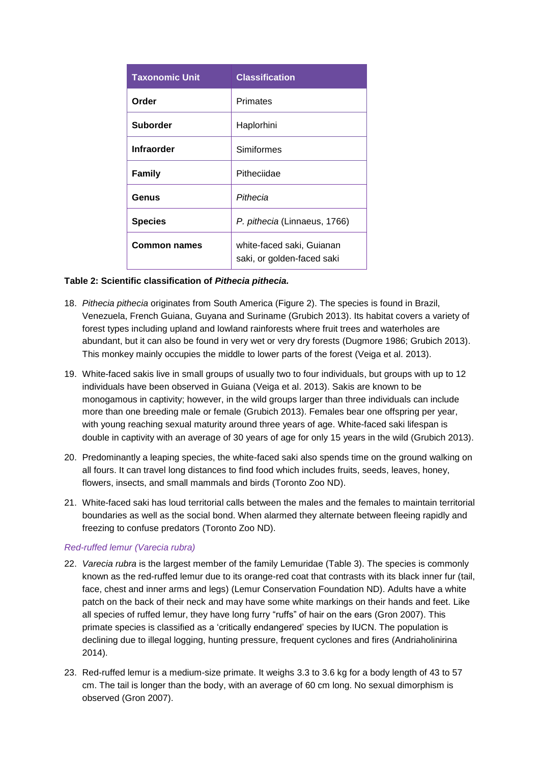| Taxonomic Unit | Classification |
| --- | --- |
| **Order** | Primates |
| **Suborder** | Haplorhini |
| **Infraorder** | Simiformes |
| **Family** | Pitheciidae |
| **Genus** | *Pithecia* |
| **Species** | *P. pithecia* (Linnaeus, 1766) |
| **Common names** | white-faced saki, Guianan saki, or golden-faced saki |

**Table 2: Scientific classification of *Pithecia pithecia.***

18. *Pithecia pithecia* originates from South America (Figure 2). The species is found in Brazil, Venezuela, French Guiana, Guyana and Suriname (Grubich 2013). Its habitat covers a variety of forest types including upland and lowland rainforests where fruit trees and waterholes are abundant, but it can also be found in very wet or very dry forests (Dugmore 1986; Grubich 2013). This monkey mainly occupies the middle to lower parts of the forest (Veiga et al. 2013).

19. White-faced sakis live in small groups of usually two to four individuals, but groups with up to 12 individuals have been observed in Guiana (Veiga et al. 2013). Sakis are known to be monogamous in captivity; however, in the wild groups larger than three individuals can include more than one breeding male or female (Grubich 2013). Females bear one offspring per year, with young reaching sexual maturity around three years of age. White-faced saki lifespan is double in captivity with an average of 30 years of age for only 15 years in the wild (Grubich 2013).

20. Predominantly a leaping species, the white-faced saki also spends time on the ground walking on all fours. It can travel long distances to find food which includes fruits, seeds, leaves, honey, flowers, insects, and small mammals and birds (Toronto Zoo ND).

21. White-faced saki has loud territorial calls between the males and the females to maintain territorial boundaries as well as the social bond. When alarmed they alternate between fleeing rapidly and freezing to confuse predators (Toronto Zoo ND).

*Red-ruffed lemur (Varecia rubra)*

22. *Varecia rubra* is the largest member of the family Lemuridae (Table 3). The species is commonly known as the red-ruffed lemur due to its orange-red coat that contrasts with its black inner fur (tail, face, chest and inner arms and legs) (Lemur Conservation Foundation ND). Adults have a white patch on the back of their neck and may have some white markings on their hands and feet. Like all species of ruffed lemur, they have long furry "ruffs" of hair on the ears (Gron 2007). This primate species is classified as a 'critically endangered' species by IUCN. The population is declining due to illegal logging, hunting pressure, frequent cyclones and fires (Andriaholinirina 2014).

23. Red-ruffed lemur is a medium-size primate. It weighs 3.3 to 3.6 kg for a body length of 43 to 57 cm. The tail is longer than the body, with an average of 60 cm long. No sexual dimorphism is observed (Gron 2007).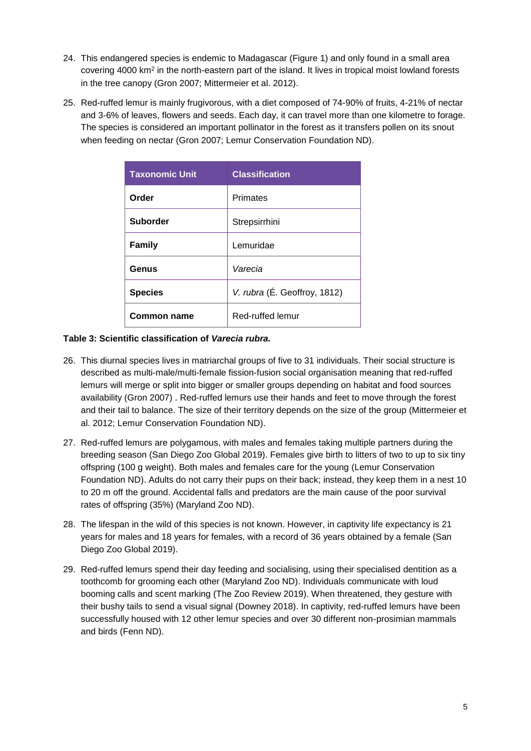24. This endangered species is endemic to Madagascar (Figure 1) and only found in a small area covering 4000 km² in the north-eastern part of the island. It lives in tropical moist lowland forests in the tree canopy (Gron 2007; Mittermeier et al. 2012).

25. Red-ruffed lemur is mainly frugivorous, with a diet composed of 74-90% of fruits, 4-21% of nectar and 3-6% of leaves, flowers and seeds. Each day, it can travel more than one kilometre to forage. The species is considered an important pollinator in the forest as it transfers pollen on its snout when feeding on nectar (Gron 2007; Lemur Conservation Foundation ND).

| Taxonomic Unit | Classification |
|---|---|
| **Order** | Primates |
| **Suborder** | Strepsirrhini |
| **Family** | Lemuridae |
| **Genus** | *Varecia* |
| **Species** | *V. rubra* (É. Geoffroy, 1812) |
| **Common name** | Red-ruffed lemur |

**Table 3: Scientific classification of *Varecia rubra.***

26. This diurnal species lives in matriarchal groups of five to 31 individuals. Their social structure is described as multi-male/multi-female fission-fusion social organisation meaning that red-ruffed lemurs will merge or split into bigger or smaller groups depending on habitat and food sources availability (Gron 2007) . Red-ruffed lemurs use their hands and feet to move through the forest and their tail to balance. The size of their territory depends on the size of the group (Mittermeier et al. 2012; Lemur Conservation Foundation ND).

27. Red-ruffed lemurs are polygamous, with males and females taking multiple partners during the breeding season (San Diego Zoo Global 2019). Females give birth to litters of two to up to six tiny offspring (100 g weight). Both males and females care for the young (Lemur Conservation Foundation ND). Adults do not carry their pups on their back; instead, they keep them in a nest 10 to 20 m off the ground. Accidental falls and predators are the main cause of the poor survival rates of offspring (35%) (Maryland Zoo ND).

28. The lifespan in the wild of this species is not known. However, in captivity life expectancy is 21 years for males and 18 years for females, with a record of 36 years obtained by a female (San Diego Zoo Global 2019).

29. Red-ruffed lemurs spend their day feeding and socialising, using their specialised dentition as a toothcomb for grooming each other (Maryland Zoo ND). Individuals communicate with loud booming calls and scent marking (The Zoo Review 2019). When threatened, they gesture with their bushy tails to send a visual signal (Downey 2018). In captivity, red-ruffed lemurs have been successfully housed with 12 other lemur species and over 30 different non-prosimian mammals and birds (Fenn ND).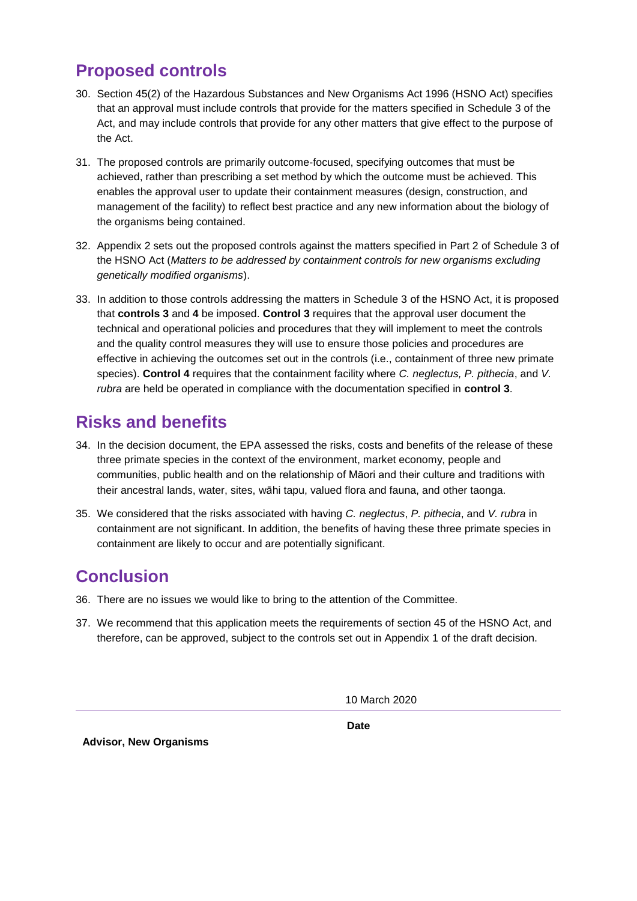## Proposed controls

30. Section 45(2) of the Hazardous Substances and New Organisms Act 1996 (HSNO Act) specifies that an approval must include controls that provide for the matters specified in Schedule 3 of the Act, and may include controls that provide for any other matters that give effect to the purpose of the Act.

31. The proposed controls are primarily outcome-focused, specifying outcomes that must be achieved, rather than prescribing a set method by which the outcome must be achieved. This enables the approval user to update their containment measures (design, construction, and management of the facility) to reflect best practice and any new information about the biology of the organisms being contained.

32. Appendix 2 sets out the proposed controls against the matters specified in Part 2 of Schedule 3 of the HSNO Act (*Matters to be addressed by containment controls for new organisms excluding genetically modified organisms*).

33. In addition to those controls addressing the matters in Schedule 3 of the HSNO Act, it is proposed that **controls 3** and **4** be imposed. **Control 3** requires that the approval user document the technical and operational policies and procedures that they will implement to meet the controls and the quality control measures they will use to ensure those policies and procedures are effective in achieving the outcomes set out in the controls (i.e., containment of three new primate species). **Control 4** requires that the containment facility where *C. neglectus, P. pithecia*, and *V. rubra* are held be operated in compliance with the documentation specified in **control 3**.

## Risks and benefits

34. In the decision document, the EPA assessed the risks, costs and benefits of the release of these three primate species in the context of the environment, market economy, people and communities, public health and on the relationship of Māori and their culture and traditions with their ancestral lands, water, sites, wāhi tapu, valued flora and fauna, and other taonga.

35. We considered that the risks associated with having *C. neglectus*, *P. pithecia*, and *V. rubra* in containment are not significant. In addition, the benefits of having these three primate species in containment are likely to occur and are potentially significant.

## Conclusion

36. There are no issues we would like to bring to the attention of the Committee.

37. We recommend that this application meets the requirements of section 45 of the HSNO Act, and therefore, can be approved, subject to the controls set out in Appendix 1 of the draft decision.

10 March 2020

**Date**

**Advisor, New Organisms**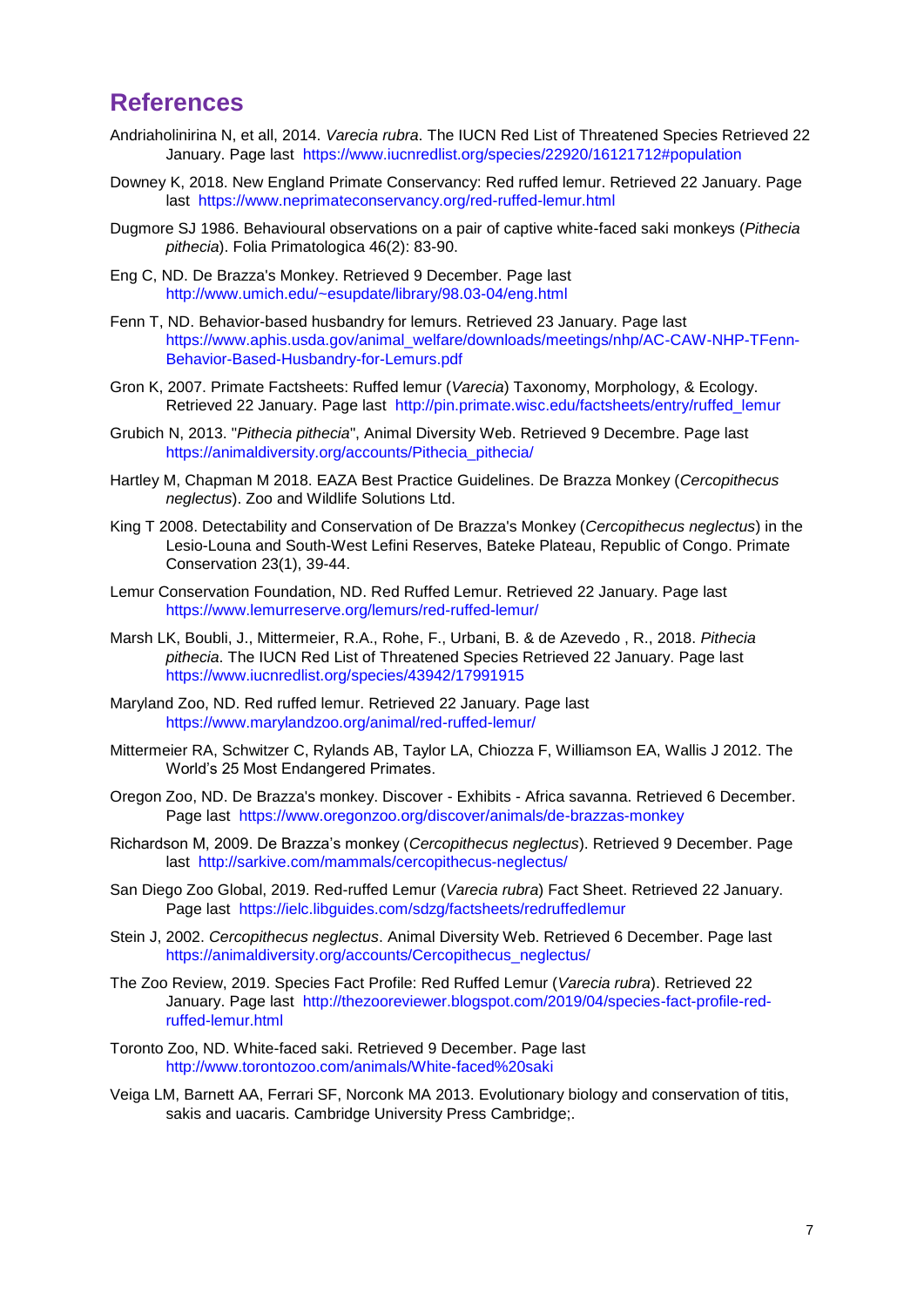## References

Andriaholinirina N, et all, 2014. *Varecia rubra*. The IUCN Red List of Threatened Species Retrieved 22 January. Page last https://www.iucnredlist.org/species/22920/16121712#population

Downey K, 2018. New England Primate Conservancy: Red ruffed lemur. Retrieved 22 January. Page last https://www.neprimateconservancy.org/red-ruffed-lemur.html

Dugmore SJ 1986. Behavioural observations on a pair of captive white-faced saki monkeys (*Pithecia pithecia*). Folia Primatologica 46(2): 83-90.

Eng C, ND. De Brazza's Monkey. Retrieved 9 December. Page last http://www.umich.edu/~esupdate/library/98.03-04/eng.html

Fenn T, ND. Behavior-based husbandry for lemurs. Retrieved 23 January. Page last https://www.aphis.usda.gov/animal_welfare/downloads/meetings/nhp/AC-CAW-NHP-TFenn-Behavior-Based-Husbandry-for-Lemurs.pdf

Gron K, 2007. Primate Factsheets: Ruffed lemur (*Varecia*) Taxonomy, Morphology, & Ecology. Retrieved 22 January. Page last http://pin.primate.wisc.edu/factsheets/entry/ruffed_lemur

Grubich N, 2013. "*Pithecia pithecia*", Animal Diversity Web. Retrieved 9 Decembre. Page last https://animaldiversity.org/accounts/Pithecia_pithecia/

Hartley M, Chapman M 2018. EAZA Best Practice Guidelines. De Brazza Monkey (*Cercopithecus neglectus*). Zoo and Wildlife Solutions Ltd.

King T 2008. Detectability and Conservation of De Brazza's Monkey (*Cercopithecus neglectus*) in the Lesio-Louna and South-West Lefini Reserves, Bateke Plateau, Republic of Congo. Primate Conservation 23(1), 39-44.

Lemur Conservation Foundation, ND. Red Ruffed Lemur. Retrieved 22 January. Page last https://www.lemurreserve.org/lemurs/red-ruffed-lemur/

Marsh LK, Boubli, J., Mittermeier, R.A., Rohe, F., Urbani, B. & de Azevedo , R., 2018. *Pithecia pithecia*. The IUCN Red List of Threatened Species Retrieved 22 January. Page last https://www.iucnredlist.org/species/43942/17991915

Maryland Zoo, ND. Red ruffed lemur. Retrieved 22 January. Page last https://www.marylandzoo.org/animal/red-ruffed-lemur/

Mittermeier RA, Schwitzer C, Rylands AB, Taylor LA, Chiozza F, Williamson EA, Wallis J 2012. The World's 25 Most Endangered Primates.

Oregon Zoo, ND. De Brazza's monkey. Discover - Exhibits - Africa savanna. Retrieved 6 December. Page last https://www.oregonzoo.org/discover/animals/de-brazzas-monkey

Richardson M, 2009. De Brazza's monkey (*Cercopithecus neglectus*). Retrieved 9 December. Page last http://sarkive.com/mammals/cercopithecus-neglectus/

San Diego Zoo Global, 2019. Red-ruffed Lemur (*Varecia rubra*) Fact Sheet. Retrieved 22 January. Page last https://ielc.libguides.com/sdzg/factsheets/redruffedlemur

Stein J, 2002. *Cercopithecus neglectus*. Animal Diversity Web. Retrieved 6 December. Page last https://animaldiversity.org/accounts/Cercopithecus_neglectus/

The Zoo Review, 2019. Species Fact Profile: Red Ruffed Lemur (*Varecia rubra*). Retrieved 22 January. Page last http://thezooreviewer.blogspot.com/2019/04/species-fact-profile-red-ruffed-lemur.html

Toronto Zoo, ND. White-faced saki. Retrieved 9 December. Page last http://www.torontozoo.com/animals/White-faced%20saki

Veiga LM, Barnett AA, Ferrari SF, Norconk MA 2013. Evolutionary biology and conservation of titis, sakis and uacaris. Cambridge University Press Cambridge;.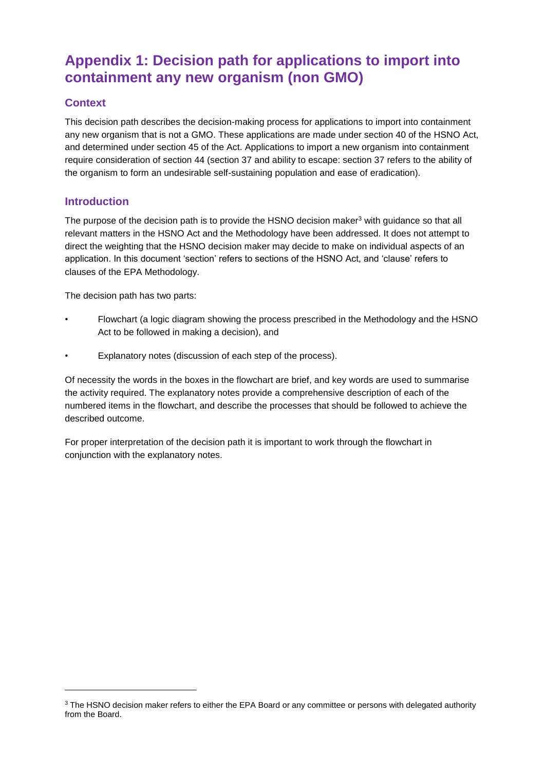# Appendix 1: Decision path for applications to import into containment any new organism (non GMO)

## Context

This decision path describes the decision-making process for applications to import into containment any new organism that is not a GMO. These applications are made under section 40 of the HSNO Act, and determined under section 45 of the Act. Applications to import a new organism into containment require consideration of section 44 (section 37 and ability to escape: section 37 refers to the ability of the organism to form an undesirable self-sustaining population and ease of eradication).

## Introduction

The purpose of the decision path is to provide the HSNO decision maker[3] with guidance so that all relevant matters in the HSNO Act and the Methodology have been addressed. It does not attempt to direct the weighting that the HSNO decision maker may decide to make on individual aspects of an application. In this document 'section' refers to sections of the HSNO Act, and 'clause' refers to clauses of the EPA Methodology.

The decision path has two parts:

- Flowchart (a logic diagram showing the process prescribed in the Methodology and the HSNO Act to be followed in making a decision), and
- Explanatory notes (discussion of each step of the process).

Of necessity the words in the boxes in the flowchart are brief, and key words are used to summarise the activity required. The explanatory notes provide a comprehensive description of each of the numbered items in the flowchart, and describe the processes that should be followed to achieve the described outcome.

For proper interpretation of the decision path it is important to work through the flowchart in conjunction with the explanatory notes.

[3] The HSNO decision maker refers to either the EPA Board or any committee or persons with delegated authority from the Board.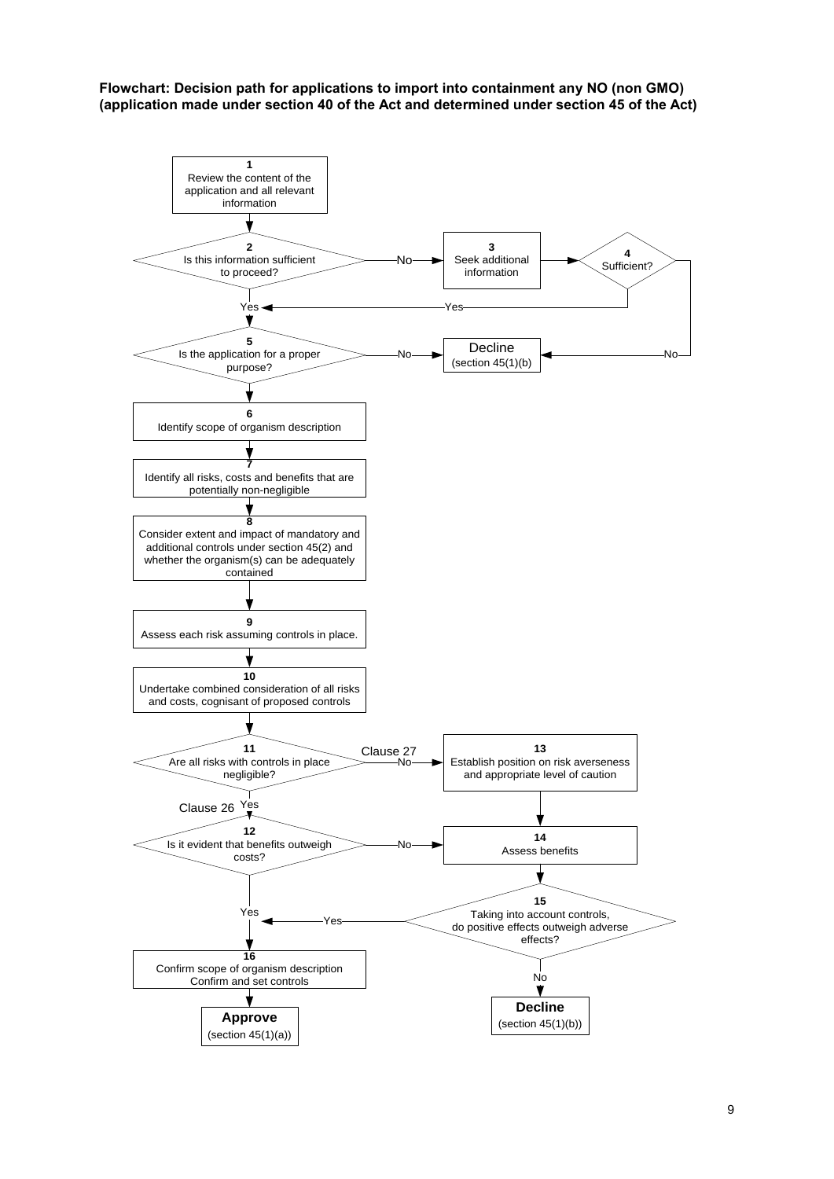**Flowchart: Decision path for applications to import into containment any NO (non GMO) (application made under section 40 of the Act and determined under section 45 of the Act)**

**1**
Review the content of the application and all relevant information

**2**
Is this information sufficient to proceed?

No

**3**
Seek additional information

**4**
Sufficient?

Yes

No

**5**
Is the application for a proper purpose?

No

Decline
(section 45(1)(b)

**6**
Identify scope of organism description

**7**
Identify all risks, costs and benefits that are potentially non-negligible

**8**
Consider extent and impact of mandatory and additional controls under section 45(2) and whether the organism(s) can be adequately contained

**9**
Assess each risk assuming controls in place.

**10**
Undertake combined consideration of all risks and costs, cognisant of proposed controls

**11**
Are all risks with controls in place negligible?

Clause 27
No

**13**
Establish position on risk averseness and appropriate level of caution

Clause 26 Yes

**12**
Is it evident that benefits outweigh costs?

No

**14**
Assess benefits

**15**
Taking into account controls, do positive effects outweigh adverse effects?

Yes

Yes

No

**16**
Confirm scope of organism description
Confirm and set controls

**Approve**
(section 45(1)(a))

**Decline**
(section 45(1)(b))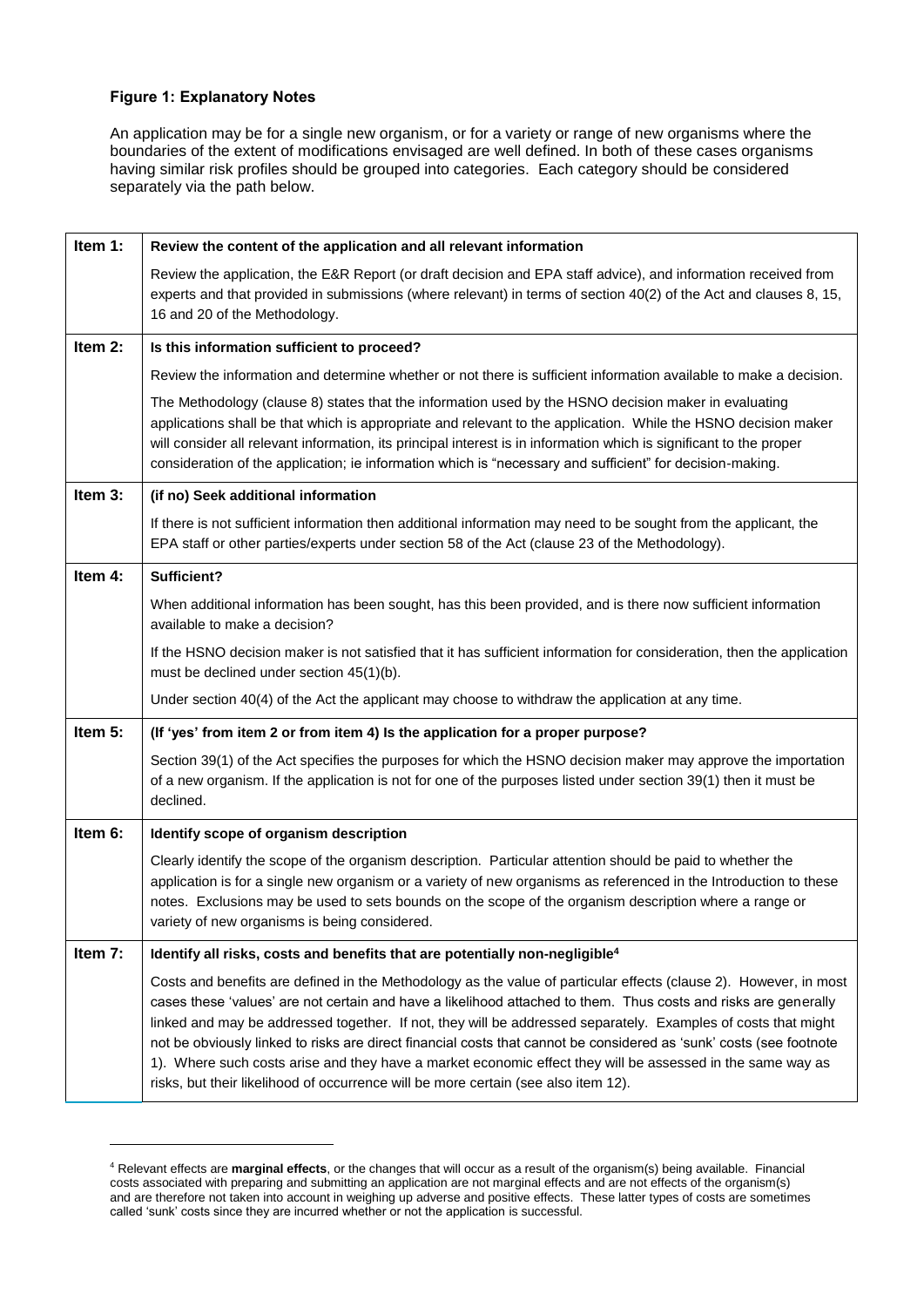**Figure 1: Explanatory Notes**

An application may be for a single new organism, or for a variety or range of new organisms where the boundaries of the extent of modifications envisaged are well defined. In both of these cases organisms having similar risk profiles should be grouped into categories. Each category should be considered separately via the path below.

| | |
|---|---|
| **Item 1:** | **Review the content of the application and all relevant information**<br><br>Review the application, the E&R Report (or draft decision and EPA staff advice), and information received from experts and that provided in submissions (where relevant) in terms of section 40(2) of the Act and clauses 8, 15, 16 and 20 of the Methodology. |
| **Item 2:** | **Is this information sufficient to proceed?**<br><br>Review the information and determine whether or not there is sufficient information available to make a decision.<br><br>The Methodology (clause 8) states that the information used by the HSNO decision maker in evaluating applications shall be that which is appropriate and relevant to the application. While the HSNO decision maker will consider all relevant information, its principal interest is in information which is significant to the proper consideration of the application; ie information which is "necessary and sufficient" for decision-making. |
| **Item 3:** | **(if no) Seek additional information**<br><br>If there is not sufficient information then additional information may need to be sought from the applicant, the EPA staff or other parties/experts under section 58 of the Act (clause 23 of the Methodology). |
| **Item 4:** | **Sufficient?**<br><br>When additional information has been sought, has this been provided, and is there now sufficient information available to make a decision?<br><br>If the HSNO decision maker is not satisfied that it has sufficient information for consideration, then the application must be declined under section 45(1)(b).<br><br>Under section 40(4) of the Act the applicant may choose to withdraw the application at any time. |
| **Item 5:** | **(If 'yes' from item 2 or from item 4) Is the application for a proper purpose?**<br><br>Section 39(1) of the Act specifies the purposes for which the HSNO decision maker may approve the importation of a new organism. If the application is not for one of the purposes listed under section 39(1) then it must be declined. |
| **Item 6:** | **Identify scope of organism description**<br><br>Clearly identify the scope of the organism description. Particular attention should be paid to whether the application is for a single new organism or a variety of new organisms as referenced in the Introduction to these notes. Exclusions may be used to sets bounds on the scope of the organism description where a range or variety of new organisms is being considered. |
| **Item 7:** | **Identify all risks, costs and benefits that are potentially non-negligible[4]**<br><br>Costs and benefits are defined in the Methodology as the value of particular effects (clause 2). However, in most cases these 'values' are not certain and have a likelihood attached to them. Thus costs and risks are generally linked and may be addressed together. If not, they will be addressed separately. Examples of costs that might not be obviously linked to risks are direct financial costs that cannot be considered as 'sunk' costs (see footnote 1). Where such costs arise and they have a market economic effect they will be assessed in the same way as risks, but their likelihood of occurrence will be more certain (see also item 12). |

[4] Relevant effects are **marginal effects**, or the changes that will occur as a result of the organism(s) being available. Financial costs associated with preparing and submitting an application are not marginal effects and are not effects of the organism(s) and are therefore not taken into account in weighing up adverse and positive effects. These latter types of costs are sometimes called 'sunk' costs since they are incurred whether or not the application is successful.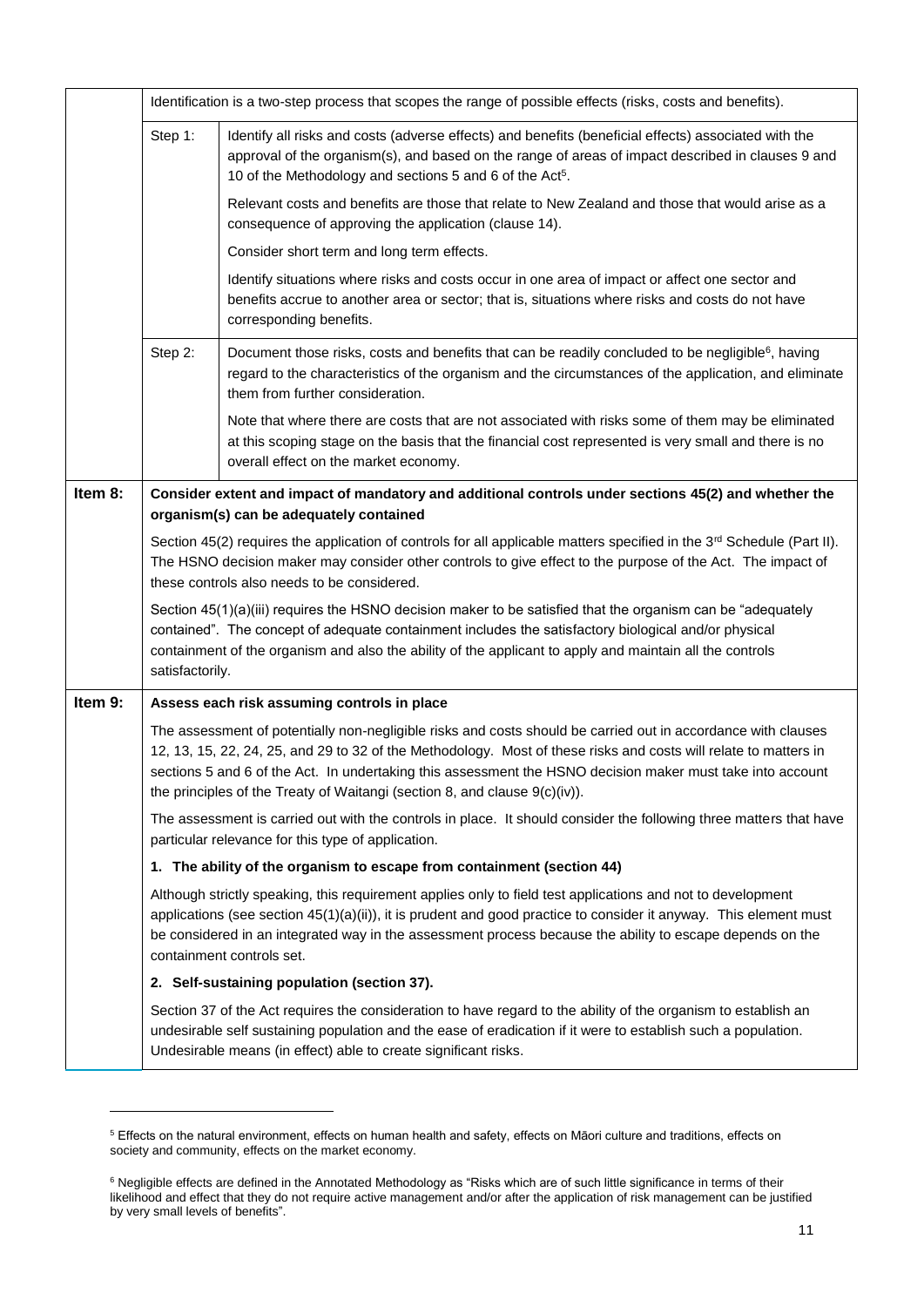| | | |
|---|---|---|
| | Identification is a two-step process that scopes the range of possible effects (risks, costs and benefits). | |
| | Step 1: | Identify all risks and costs (adverse effects) and benefits (beneficial effects) associated with the approval of the organism(s), and based on the range of areas of impact described in clauses 9 and 10 of the Methodology and sections 5 and 6 of the Act[5].<br><br>Relevant costs and benefits are those that relate to New Zealand and those that would arise as a consequence of approving the application (clause 14).<br><br>Consider short term and long term effects.<br><br>Identify situations where risks and costs occur in one area of impact or affect one sector and benefits accrue to another area or sector; that is, situations where risks and costs do not have corresponding benefits. |
| | Step 2: | Document those risks, costs and benefits that can be readily concluded to be negligible[6], having regard to the characteristics of the organism and the circumstances of the application, and eliminate them from further consideration.<br><br>Note that where there are costs that are not associated with risks some of them may be eliminated at this scoping stage on the basis that the financial cost represented is very small and there is no overall effect on the market economy. |
| **Item 8:** | **Consider extent and impact of mandatory and additional controls under sections 45(2) and whether the organism(s) can be adequately contained**<br><br>Section 45(2) requires the application of controls for all applicable matters specified in the 3rd Schedule (Part II). The HSNO decision maker may consider other controls to give effect to the purpose of the Act. The impact of these controls also needs to be considered.<br><br>Section 45(1)(a)(iii) requires the HSNO decision maker to be satisfied that the organism can be "adequately contained". The concept of adequate containment includes the satisfactory biological and/or physical containment of the organism and also the ability of the applicant to apply and maintain all the controls satisfactorily. | |
| **Item 9:** | **Assess each risk assuming controls in place**<br><br>The assessment of potentially non-negligible risks and costs should be carried out in accordance with clauses 12, 13, 15, 22, 24, 25, and 29 to 32 of the Methodology. Most of these risks and costs will relate to matters in sections 5 and 6 of the Act. In undertaking this assessment the HSNO decision maker must take into account the principles of the Treaty of Waitangi (section 8, and clause 9(c)(iv)).<br><br>The assessment is carried out with the controls in place. It should consider the following three matters that have particular relevance for this type of application.<br><br>**1. The ability of the organism to escape from containment (section 44)**<br><br>Although strictly speaking, this requirement applies only to field test applications and not to development applications (see section 45(1)(a)(ii)), it is prudent and good practice to consider it anyway. This element must be considered in an integrated way in the assessment process because the ability to escape depends on the containment controls set.<br><br>**2. Self-sustaining population (section 37).**<br><br>Section 37 of the Act requires the consideration to have regard to the ability of the organism to establish an undesirable self sustaining population and the ease of eradication if it were to establish such a population. Undesirable means (in effect) able to create significant risks. | |

[5] Effects on the natural environment, effects on human health and safety, effects on Māori culture and traditions, effects on society and community, effects on the market economy.

[6] Negligible effects are defined in the Annotated Methodology as "Risks which are of such little significance in terms of their likelihood and effect that they do not require active management and/or after the application of risk management can be justified by very small levels of benefits".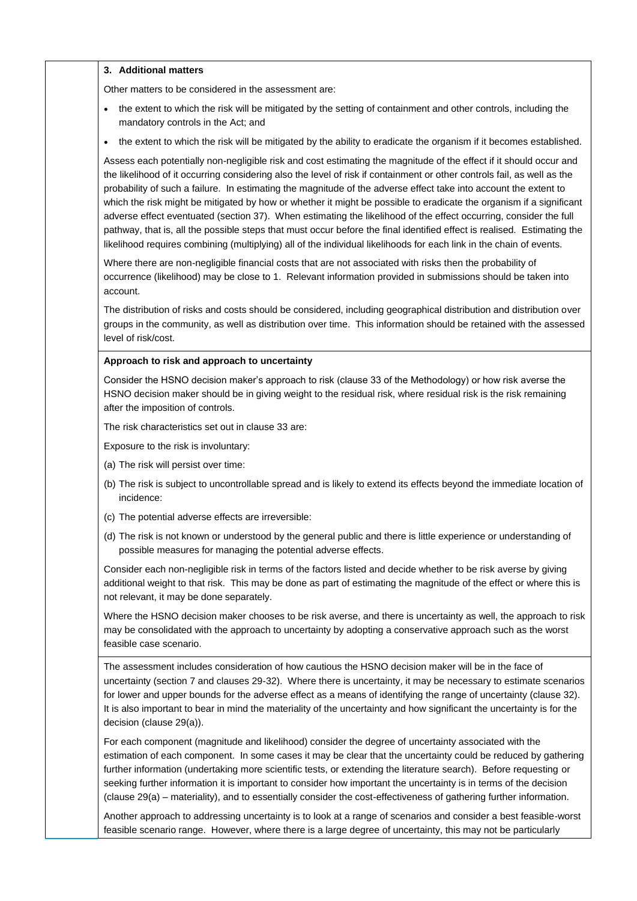**3. Additional matters**

Other matters to be considered in the assessment are:

- the extent to which the risk will be mitigated by the setting of containment and other controls, including the mandatory controls in the Act; and
- the extent to which the risk will be mitigated by the ability to eradicate the organism if it becomes established.

Assess each potentially non-negligible risk and cost estimating the magnitude of the effect if it should occur and the likelihood of it occurring considering also the level of risk if containment or other controls fail, as well as the probability of such a failure. In estimating the magnitude of the adverse effect take into account the extent to which the risk might be mitigated by how or whether it might be possible to eradicate the organism if a significant adverse effect eventuated (section 37). When estimating the likelihood of the effect occurring, consider the full pathway, that is, all the possible steps that must occur before the final identified effect is realised. Estimating the likelihood requires combining (multiplying) all of the individual likelihoods for each link in the chain of events.

Where there are non-negligible financial costs that are not associated with risks then the probability of occurrence (likelihood) may be close to 1. Relevant information provided in submissions should be taken into account.

The distribution of risks and costs should be considered, including geographical distribution and distribution over groups in the community, as well as distribution over time. This information should be retained with the assessed level of risk/cost.

**Approach to risk and approach to uncertainty**

Consider the HSNO decision maker's approach to risk (clause 33 of the Methodology) or how risk averse the HSNO decision maker should be in giving weight to the residual risk, where residual risk is the risk remaining after the imposition of controls.

The risk characteristics set out in clause 33 are:

Exposure to the risk is involuntary:

(a) The risk will persist over time:

(b) The risk is subject to uncontrollable spread and is likely to extend its effects beyond the immediate location of incidence:

(c) The potential adverse effects are irreversible:

(d) The risk is not known or understood by the general public and there is little experience or understanding of possible measures for managing the potential adverse effects.

Consider each non-negligible risk in terms of the factors listed and decide whether to be risk averse by giving additional weight to that risk. This may be done as part of estimating the magnitude of the effect or where this is not relevant, it may be done separately.

Where the HSNO decision maker chooses to be risk averse, and there is uncertainty as well, the approach to risk may be consolidated with the approach to uncertainty by adopting a conservative approach such as the worst feasible case scenario.

The assessment includes consideration of how cautious the HSNO decision maker will be in the face of uncertainty (section 7 and clauses 29-32). Where there is uncertainty, it may be necessary to estimate scenarios for lower and upper bounds for the adverse effect as a means of identifying the range of uncertainty (clause 32). It is also important to bear in mind the materiality of the uncertainty and how significant the uncertainty is for the decision (clause 29(a)).

For each component (magnitude and likelihood) consider the degree of uncertainty associated with the estimation of each component. In some cases it may be clear that the uncertainty could be reduced by gathering further information (undertaking more scientific tests, or extending the literature search). Before requesting or seeking further information it is important to consider how important the uncertainty is in terms of the decision (clause 29(a) – materiality), and to essentially consider the cost-effectiveness of gathering further information.

Another approach to addressing uncertainty is to look at a range of scenarios and consider a best feasible-worst feasible scenario range. However, where there is a large degree of uncertainty, this may not be particularly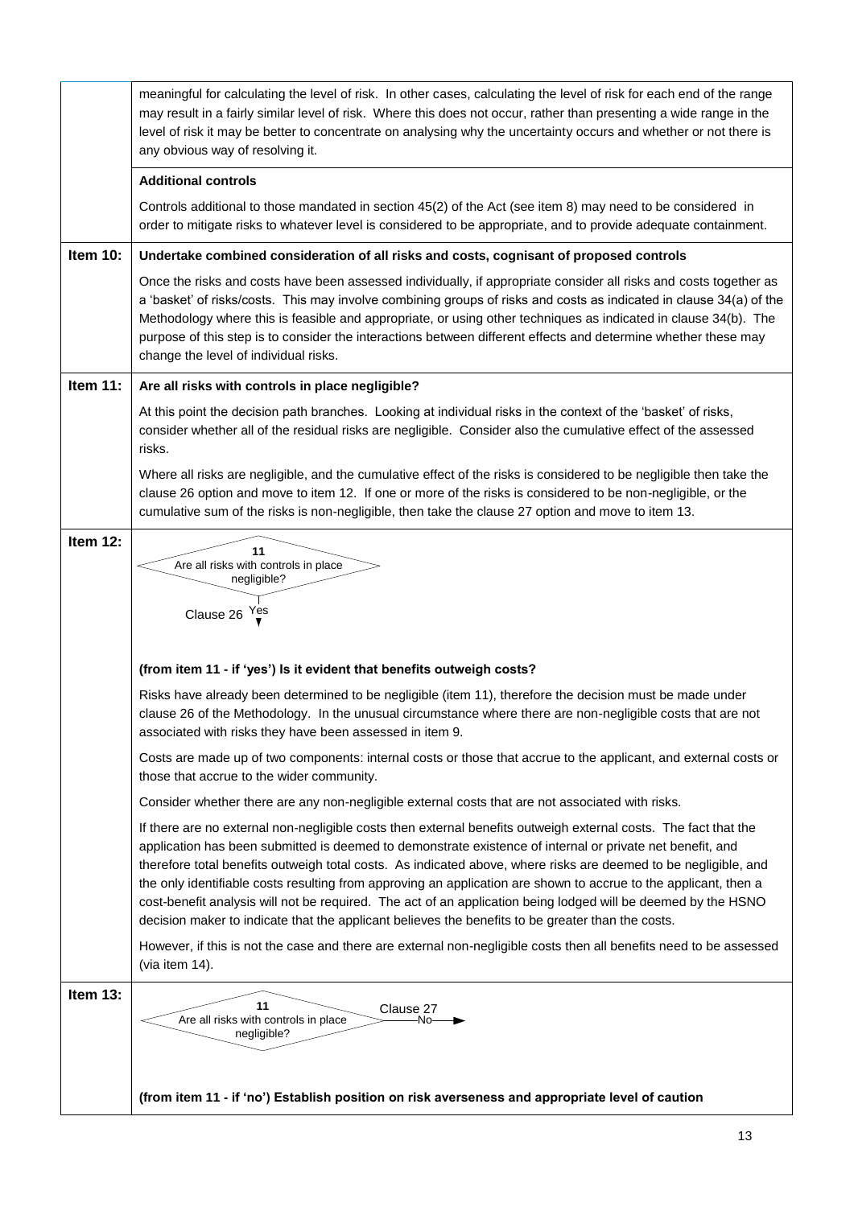| | |
|---|---|
| | meaningful for calculating the level of risk. In other cases, calculating the level of risk for each end of the range may result in a fairly similar level of risk. Where this does not occur, rather than presenting a wide range in the level of risk it may be better to concentrate on analysing why the uncertainty occurs and whether or not there is any obvious way of resolving it. |
| | **Additional controls**<br><br>Controls additional to those mandated in section 45(2) of the Act (see item 8) may need to be considered in order to mitigate risks to whatever level is considered to be appropriate, and to provide adequate containment. |
| **Item 10:** | **Undertake combined consideration of all risks and costs, cognisant of proposed controls**<br><br>Once the risks and costs have been assessed individually, if appropriate consider all risks and costs together as a 'basket' of risks/costs. This may involve combining groups of risks and costs as indicated in clause 34(a) of the Methodology where this is feasible and appropriate, or using other techniques as indicated in clause 34(b). The purpose of this step is to consider the interactions between different effects and determine whether these may change the level of individual risks. |
| **Item 11:** | **Are all risks with controls in place negligible?**<br><br>At this point the decision path branches. Looking at individual risks in the context of the 'basket' of risks, consider whether all of the residual risks are negligible. Consider also the cumulative effect of the assessed risks.<br><br>Where all risks are negligible, and the cumulative effect of the risks is considered to be negligible then take the clause 26 option and move to item 12. If one or more of the risks is considered to be non-negligible, or the cumulative sum of the risks is non-negligible, then take the clause 27 option and move to item 13. |
| **Item 12:** | 11<br>Are all risks with controls in place negligible?<br>Clause 26 Yes<br><br>**(from item 11 - if 'yes') Is it evident that benefits outweigh costs?**<br><br>Risks have already been determined to be negligible (item 11), therefore the decision must be made under clause 26 of the Methodology. In the unusual circumstance where there are non-negligible costs that are not associated with risks they have been assessed in item 9.<br><br>Costs are made up of two components: internal costs or those that accrue to the applicant, and external costs or those that accrue to the wider community.<br><br>Consider whether there are any non-negligible external costs that are not associated with risks.<br><br>If there are no external non-negligible costs then external benefits outweigh external costs. The fact that the application has been submitted is deemed to demonstrate existence of internal or private net benefit, and therefore total benefits outweigh total costs. As indicated above, where risks are deemed to be negligible, and the only identifiable costs resulting from approving an application are shown to accrue to the applicant, then a cost-benefit analysis will not be required. The act of an application being lodged will be deemed by the HSNO decision maker to indicate that the applicant believes the benefits to be greater than the costs.<br><br>However, if this is not the case and there are external non-negligible costs then all benefits need to be assessed (via item 14). |
| **Item 13:** | 11<br>Are all risks with controls in place negligible?<br>Clause 27 No<br><br>**(from item 11 - if 'no') Establish position on risk averseness and appropriate level of caution** |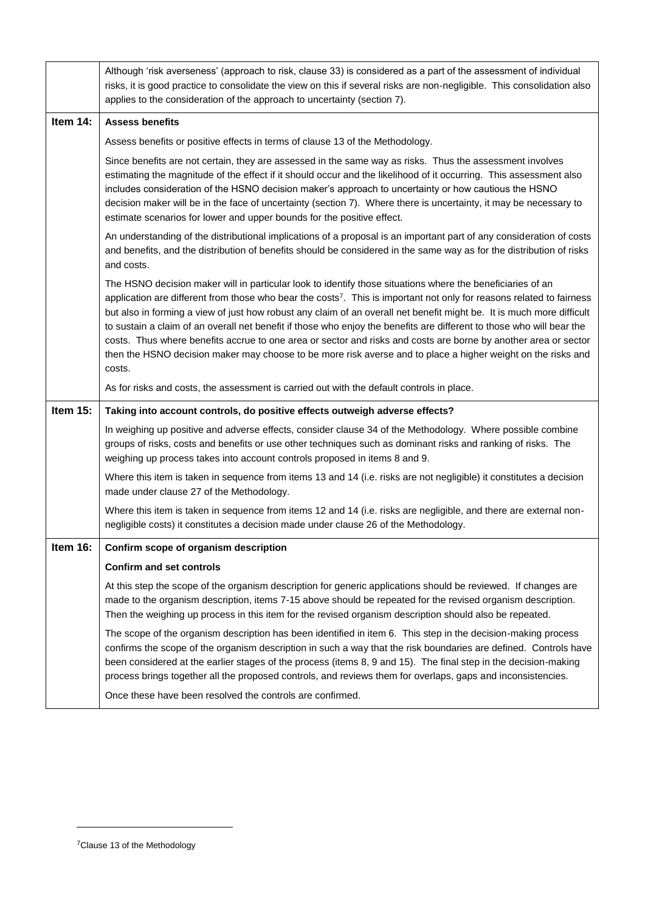| | |
|---|---|
| | Although 'risk averseness' (approach to risk, clause 33) is considered as a part of the assessment of individual risks, it is good practice to consolidate the view on this if several risks are non-negligible. This consolidation also applies to the consideration of the approach to uncertainty (section 7). |
| **Item 14:** | **Assess benefits**<br><br>Assess benefits or positive effects in terms of clause 13 of the Methodology.<br><br>Since benefits are not certain, they are assessed in the same way as risks. Thus the assessment involves estimating the magnitude of the effect if it should occur and the likelihood of it occurring. This assessment also includes consideration of the HSNO decision maker's approach to uncertainty or how cautious the HSNO decision maker will be in the face of uncertainty (section 7). Where there is uncertainty, it may be necessary to estimate scenarios for lower and upper bounds for the positive effect.<br><br>An understanding of the distributional implications of a proposal is an important part of any consideration of costs and benefits, and the distribution of benefits should be considered in the same way as for the distribution of risks and costs.<br><br>The HSNO decision maker will in particular look to identify those situations where the beneficiaries of an application are different from those who bear the costs[7]. This is important not only for reasons related to fairness but also in forming a view of just how robust any claim of an overall net benefit might be. It is much more difficult to sustain a claim of an overall net benefit if those who enjoy the benefits are different to those who will bear the costs. Thus where benefits accrue to one area or sector and risks and costs are borne by another area or sector then the HSNO decision maker may choose to be more risk averse and to place a higher weight on the risks and costs.<br><br>As for risks and costs, the assessment is carried out with the default controls in place. |
| **Item 15:** | **Taking into account controls, do positive effects outweigh adverse effects?**<br><br>In weighing up positive and adverse effects, consider clause 34 of the Methodology. Where possible combine groups of risks, costs and benefits or use other techniques such as dominant risks and ranking of risks. The weighing up process takes into account controls proposed in items 8 and 9.<br><br>Where this item is taken in sequence from items 13 and 14 (i.e. risks are not negligible) it constitutes a decision made under clause 27 of the Methodology.<br><br>Where this item is taken in sequence from items 12 and 14 (i.e. risks are negligible, and there are external non-negligible costs) it constitutes a decision made under clause 26 of the Methodology. |
| **Item 16:** | **Confirm scope of organism description**<br><br>**Confirm and set controls**<br><br>At this step the scope of the organism description for generic applications should be reviewed. If changes are made to the organism description, items 7-15 above should be repeated for the revised organism description. Then the weighing up process in this item for the revised organism description should also be repeated.<br><br>The scope of the organism description has been identified in item 6. This step in the decision-making process confirms the scope of the organism description in such a way that the risk boundaries are defined. Controls have been considered at the earlier stages of the process (items 8, 9 and 15). The final step in the decision-making process brings together all the proposed controls, and reviews them for overlaps, gaps and inconsistencies.<br><br>Once these have been resolved the controls are confirmed. |

[7] Clause 13 of the Methodology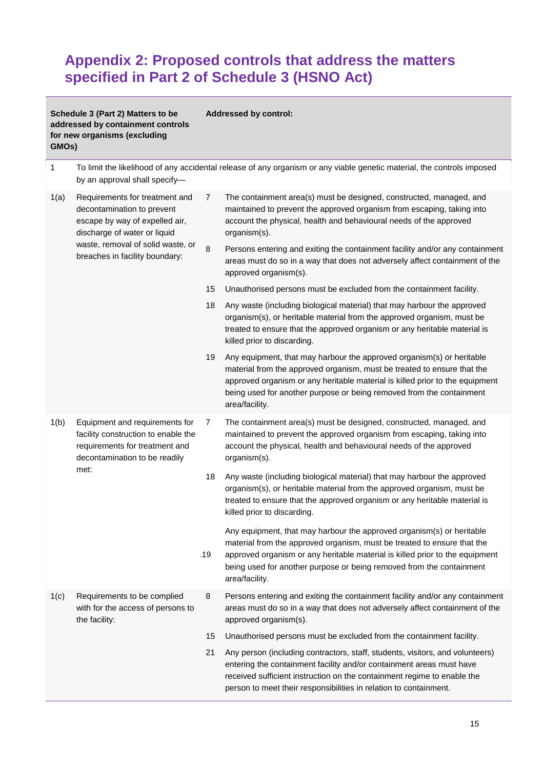## Appendix 2: Proposed controls that address the matters specified in Part 2 of Schedule 3 (HSNO Act)

| Schedule 3 (Part 2) Matters to be addressed by containment controls for new organisms (excluding GMOs) | | Addressed by control: | |
|---|---|---|---|
| 1 | To limit the likelihood of any accidental release of any organism or any viable genetic material, the controls imposed by an approval shall specify— | | |
| 1(a) | Requirements for treatment and decontamination to prevent escape by way of expelled air, discharge of water or liquid waste, removal of solid waste, or breaches in facility boundary: | 7 | The containment area(s) must be designed, constructed, managed, and maintained to prevent the approved organism from escaping, taking into account the physical, health and behavioural needs of the approved organism(s). |
| | | 8 | Persons entering and exiting the containment facility and/or any containment areas must do so in a way that does not adversely affect containment of the approved organism(s). |
| | | 15 | Unauthorised persons must be excluded from the containment facility. |
| | | 18 | Any waste (including biological material) that may harbour the approved organism(s), or heritable material from the approved organism, must be treated to ensure that the approved organism or any heritable material is killed prior to discarding. |
| | | 19 | Any equipment, that may harbour the approved organism(s) or heritable material from the approved organism, must be treated to ensure that the approved organism or any heritable material is killed prior to the equipment being used for another purpose or being removed from the containment area/facility. |
| 1(b) | Equipment and requirements for facility construction to enable the requirements for treatment and decontamination to be readily met: | 7 | The containment area(s) must be designed, constructed, managed, and maintained to prevent the approved organism from escaping, taking into account the physical, health and behavioural needs of the approved organism(s). |
| | | 18 | Any waste (including biological material) that may harbour the approved organism(s), or heritable material from the approved organism, must be treated to ensure that the approved organism or any heritable material is killed prior to discarding. |
| | | .19 | Any equipment, that may harbour the approved organism(s) or heritable material from the approved organism, must be treated to ensure that the approved organism or any heritable material is killed prior to the equipment being used for another purpose or being removed from the containment area/facility. |
| 1(c) | Requirements to be complied with for the access of persons to the facility: | 8 | Persons entering and exiting the containment facility and/or any containment areas must do so in a way that does not adversely affect containment of the approved organism(s). |
| | | 15 | Unauthorised persons must be excluded from the containment facility. |
| | | 21 | Any person (including contractors, staff, students, visitors, and volunteers) entering the containment facility and/or containment areas must have received sufficient instruction on the containment regime to enable the person to meet their responsibilities in relation to containment. |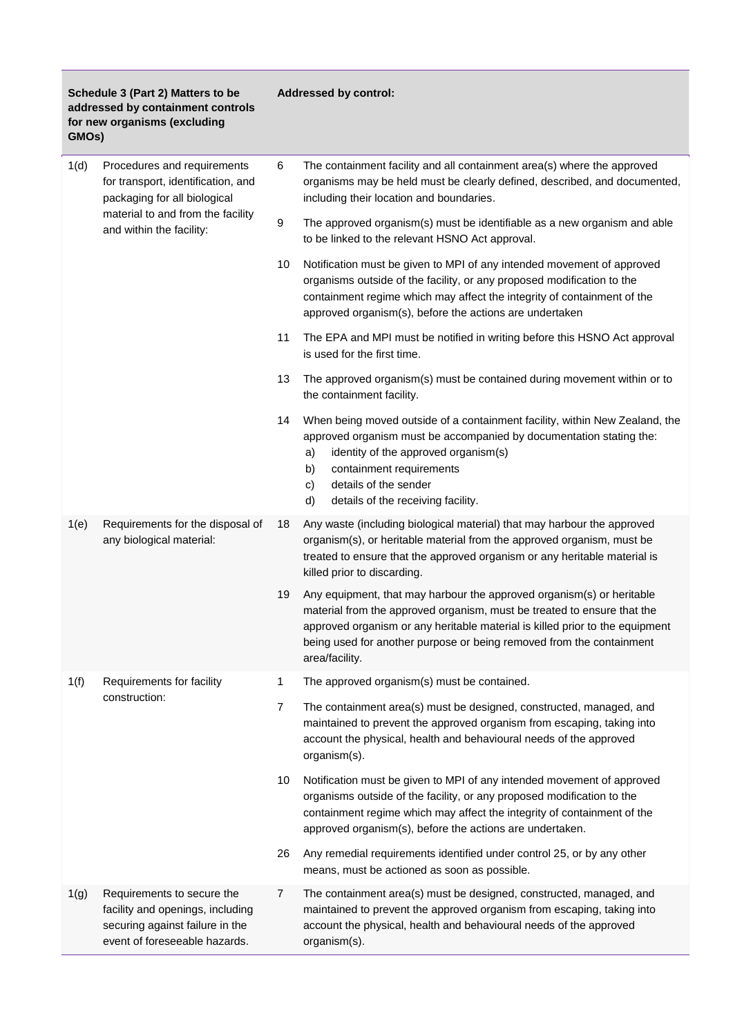| Schedule 3 (Part 2) Matters to be addressed by containment controls for new organisms (excluding GMOs) | | Addressed by control: | |
|---|---|---|---|
| 1(d) | Procedures and requirements for transport, identification, and packaging for all biological material to and from the facility and within the facility: | 6 | The containment facility and all containment area(s) where the approved organisms may be held must be clearly defined, described, and documented, including their location and boundaries. |
| | | 9 | The approved organism(s) must be identifiable as a new organism and able to be linked to the relevant HSNO Act approval. |
| | | 10 | Notification must be given to MPI of any intended movement of approved organisms outside of the facility, or any proposed modification to the containment regime which may affect the integrity of containment of the approved organism(s), before the actions are undertaken |
| | | 11 | The EPA and MPI must be notified in writing before this HSNO Act approval is used for the first time. |
| | | 13 | The approved organism(s) must be contained during movement within or to the containment facility. |
| | | 14 | When being moved outside of a containment facility, within New Zealand, the approved organism must be accompanied by documentation stating the: a) identity of the approved organism(s) b) containment requirements c) details of the sender d) details of the receiving facility. |
| 1(e) | Requirements for the disposal of any biological material: | 18 | Any waste (including biological material) that may harbour the approved organism(s), or heritable material from the approved organism, must be treated to ensure that the approved organism or any heritable material is killed prior to discarding. |
| | | 19 | Any equipment, that may harbour the approved organism(s) or heritable material from the approved organism, must be treated to ensure that the approved organism or any heritable material is killed prior to the equipment being used for another purpose or being removed from the containment area/facility. |
| 1(f) | Requirements for facility construction: | 1 | The approved organism(s) must be contained. |
| | | 7 | The containment area(s) must be designed, constructed, managed, and maintained to prevent the approved organism from escaping, taking into account the physical, health and behavioural needs of the approved organism(s). |
| | | 10 | Notification must be given to MPI of any intended movement of approved organisms outside of the facility, or any proposed modification to the containment regime which may affect the integrity of containment of the approved organism(s), before the actions are undertaken. |
| | | 26 | Any remedial requirements identified under control 25, or by any other means, must be actioned as soon as possible. |
| 1(g) | Requirements to secure the facility and openings, including securing against failure in the event of foreseeable hazards. | 7 | The containment area(s) must be designed, constructed, managed, and maintained to prevent the approved organism from escaping, taking into account the physical, health and behavioural needs of the approved organism(s). |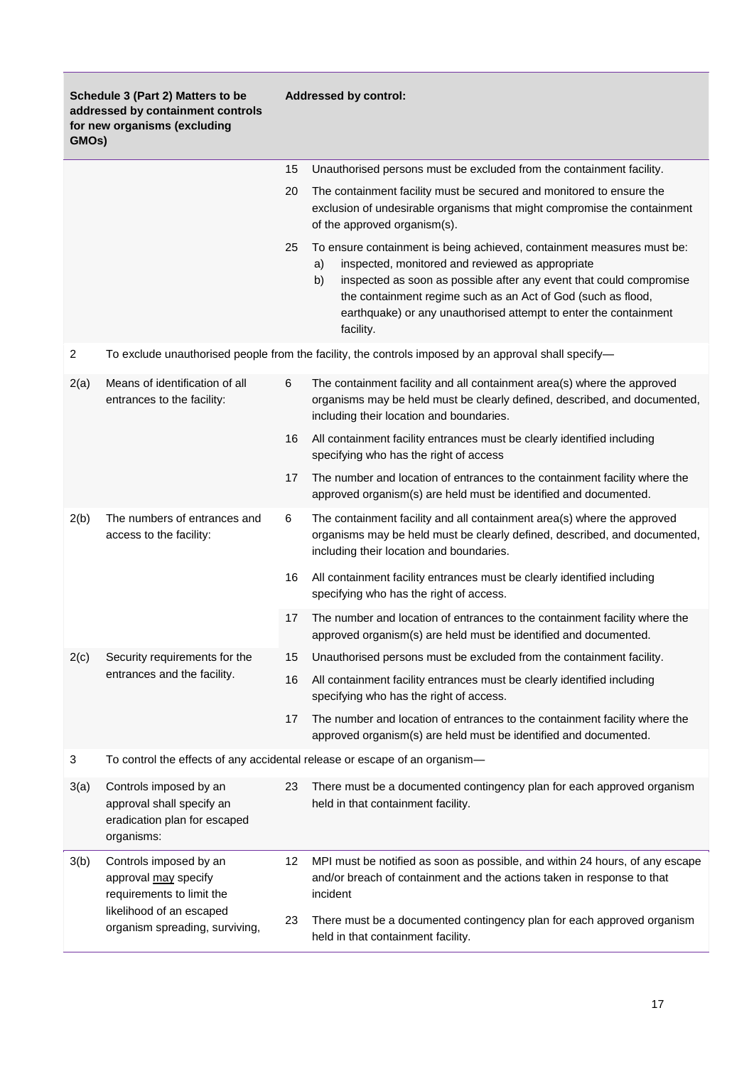| Schedule 3 (Part 2) Matters to be addressed by containment controls for new organisms (excluding GMOs) | | Addressed by control: | |
|---|---|---|---|
| | | 15 | Unauthorised persons must be excluded from the containment facility. |
| | | 20 | The containment facility must be secured and monitored to ensure the exclusion of undesirable organisms that might compromise the containment of the approved organism(s). |
| | | 25 | To ensure containment is being achieved, containment measures must be: a) inspected, monitored and reviewed as appropriate b) inspected as soon as possible after any event that could compromise the containment regime such as an Act of God (such as flood, earthquake) or any unauthorised attempt to enter the containment facility. |
| 2 | To exclude unauthorised people from the facility, the controls imposed by an approval shall specify— | | |
| 2(a) | Means of identification of all entrances to the facility: | 6 | The containment facility and all containment area(s) where the approved organisms may be held must be clearly defined, described, and documented, including their location and boundaries. |
| | | 16 | All containment facility entrances must be clearly identified including specifying who has the right of access |
| | | 17 | The number and location of entrances to the containment facility where the approved organism(s) are held must be identified and documented. |
| 2(b) | The numbers of entrances and access to the facility: | 6 | The containment facility and all containment area(s) where the approved organisms may be held must be clearly defined, described, and documented, including their location and boundaries. |
| | | 16 | All containment facility entrances must be clearly identified including specifying who has the right of access. |
| | | 17 | The number and location of entrances to the containment facility where the approved organism(s) are held must be identified and documented. |
| 2(c) | Security requirements for the entrances and the facility. | 15 | Unauthorised persons must be excluded from the containment facility. |
| | | 16 | All containment facility entrances must be clearly identified including specifying who has the right of access. |
| | | 17 | The number and location of entrances to the containment facility where the approved organism(s) are held must be identified and documented. |
| 3 | To control the effects of any accidental release or escape of an organism— | | |
| 3(a) | Controls imposed by an approval shall specify an eradication plan for escaped organisms: | 23 | There must be a documented contingency plan for each approved organism held in that containment facility. |
| 3(b) | Controls imposed by an approval may specify requirements to limit the likelihood of an escaped organism spreading, surviving, | 12 | MPI must be notified as soon as possible, and within 24 hours, of any escape and/or breach of containment and the actions taken in response to that incident |
| | | 23 | There must be a documented contingency plan for each approved organism held in that containment facility. |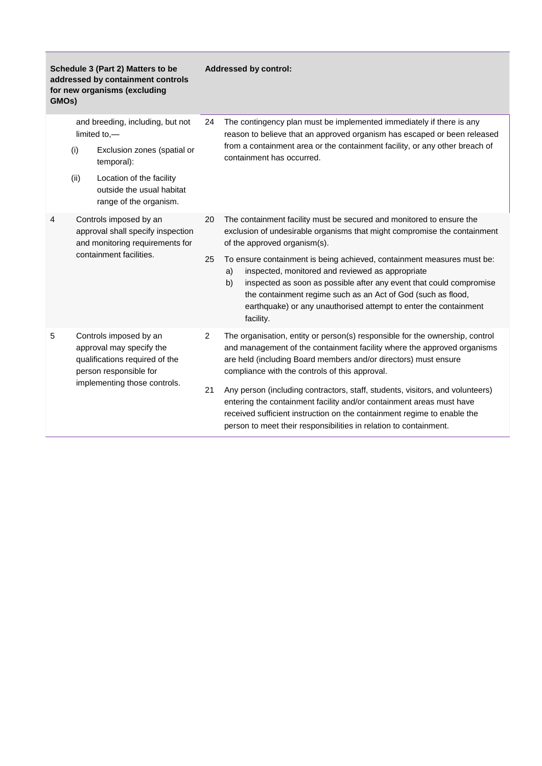| Schedule 3 (Part 2) Matters to be addressed by containment controls for new organisms (excluding GMOs) | | Addressed by control: | |
|---|---|---|---|
| | and breeding, including, but not limited to,— (i) Exclusion zones (spatial or temporal): (ii) Location of the facility outside the usual habitat range of the organism. | 24 | The contingency plan must be implemented immediately if there is any reason to believe that an approved organism has escaped or been released from a containment area or the containment facility, or any other breach of containment has occurred. |
| 4 | Controls imposed by an approval shall specify inspection and monitoring requirements for containment facilities. | 20 | The containment facility must be secured and monitored to ensure the exclusion of undesirable organisms that might compromise the containment of the approved organism(s). |
| | | 25 | To ensure containment is being achieved, containment measures must be: a) inspected, monitored and reviewed as appropriate b) inspected as soon as possible after any event that could compromise the containment regime such as an Act of God (such as flood, earthquake) or any unauthorised attempt to enter the containment facility. |
| 5 | Controls imposed by an approval may specify the qualifications required of the person responsible for implementing those controls. | 2 | The organisation, entity or person(s) responsible for the ownership, control and management of the containment facility where the approved organisms are held (including Board members and/or directors) must ensure compliance with the controls of this approval. |
| | | 21 | Any person (including contractors, staff, students, visitors, and volunteers) entering the containment facility and/or containment areas must have received sufficient instruction on the containment regime to enable the person to meet their responsibilities in relation to containment. |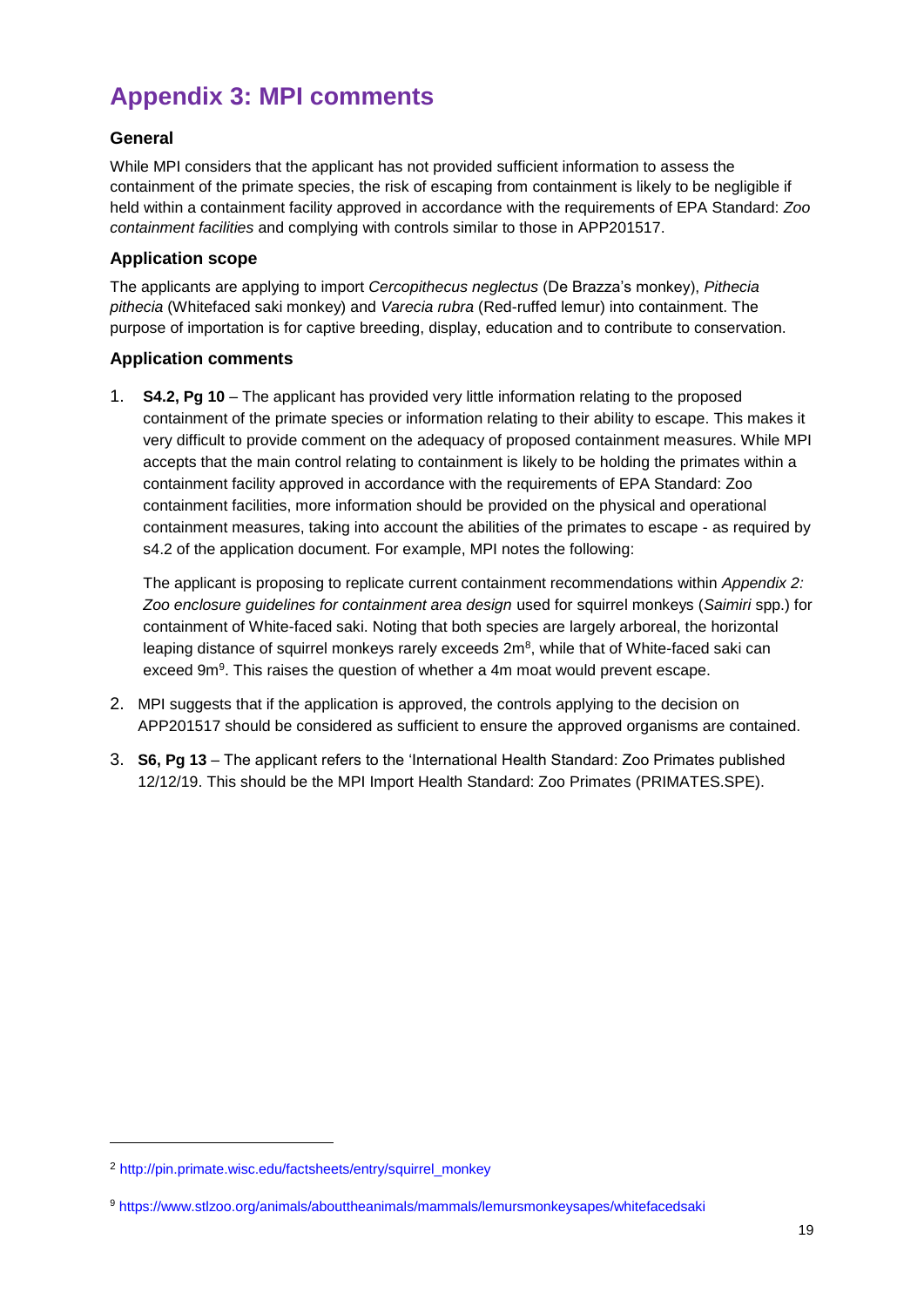# Appendix 3: MPI comments

### General

While MPI considers that the applicant has not provided sufficient information to assess the containment of the primate species, the risk of escaping from containment is likely to be negligible if held within a containment facility approved in accordance with the requirements of EPA Standard: *Zoo containment facilities* and complying with controls similar to those in APP201517.

### Application scope

The applicants are applying to import *Cercopithecus neglectus* (De Brazza's monkey), *Pithecia pithecia* (Whitefaced saki monkey) and *Varecia rubra* (Red-ruffed lemur) into containment. The purpose of importation is for captive breeding, display, education and to contribute to conservation.

### Application comments

1. **S4.2, Pg 10** – The applicant has provided very little information relating to the proposed containment of the primate species or information relating to their ability to escape. This makes it very difficult to provide comment on the adequacy of proposed containment measures. While MPI accepts that the main control relating to containment is likely to be holding the primates within a containment facility approved in accordance with the requirements of EPA Standard: Zoo containment facilities, more information should be provided on the physical and operational containment measures, taking into account the abilities of the primates to escape - as required by s4.2 of the application document. For example, MPI notes the following:

   The applicant is proposing to replicate current containment recommendations within *Appendix 2: Zoo enclosure guidelines for containment area design* used for squirrel monkeys (*Saimiri* spp.) for containment of White-faced saki. Noting that both species are largely arboreal, the horizontal leaping distance of squirrel monkeys rarely exceeds 2m[8], while that of White-faced saki can exceed 9m[9]. This raises the question of whether a 4m moat would prevent escape.

2. MPI suggests that if the application is approved, the controls applying to the decision on APP201517 should be considered as sufficient to ensure the approved organisms are contained.

3. **S6, Pg 13** – The applicant refers to the 'International Health Standard: Zoo Primates published 12/12/19. This should be the MPI Import Health Standard: Zoo Primates (PRIMATES.SPE).

---

[2] http://pin.primate.wisc.edu/factsheets/entry/squirrel_monkey

[9] https://www.stlzoo.org/animals/abouttheanimals/mammals/lemursmonkeysapes/whitefacedsaki